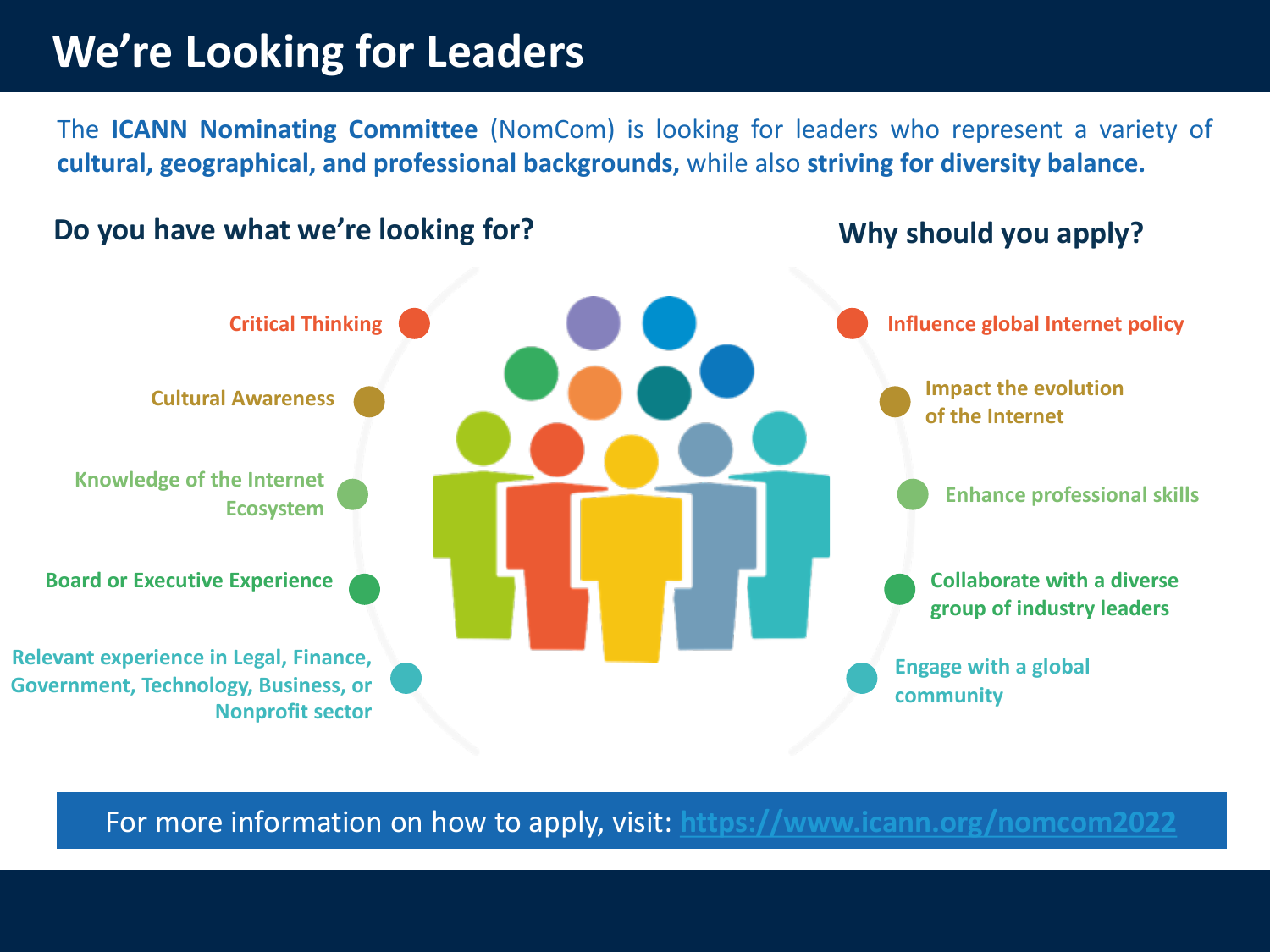# We're Looking for Leaders

The **ICANN Nominating Committee** (NomCom) is looking for leaders who represent a variety of **cultural, geographical, and professional backgrounds,** while also **striving for diversity balance.**

## Do you have what we're looking for?

- Critical Thinking
- Cultural Awareness
- Knowledge of the Internet Ecosystem
- Board or Executive Experience
- Relevant experience in Legal, Finance, Government, Technology, Business, or Nonprofit sector

## Why should you apply?

- Influence global Internet policy
- Impact the evolution of the Internet
- Enhance professional skills
- Collaborate with a diverse group of industry leaders
- Engage with a global community

For more information on how to apply, visit: https://www.icann.org/nomcom2022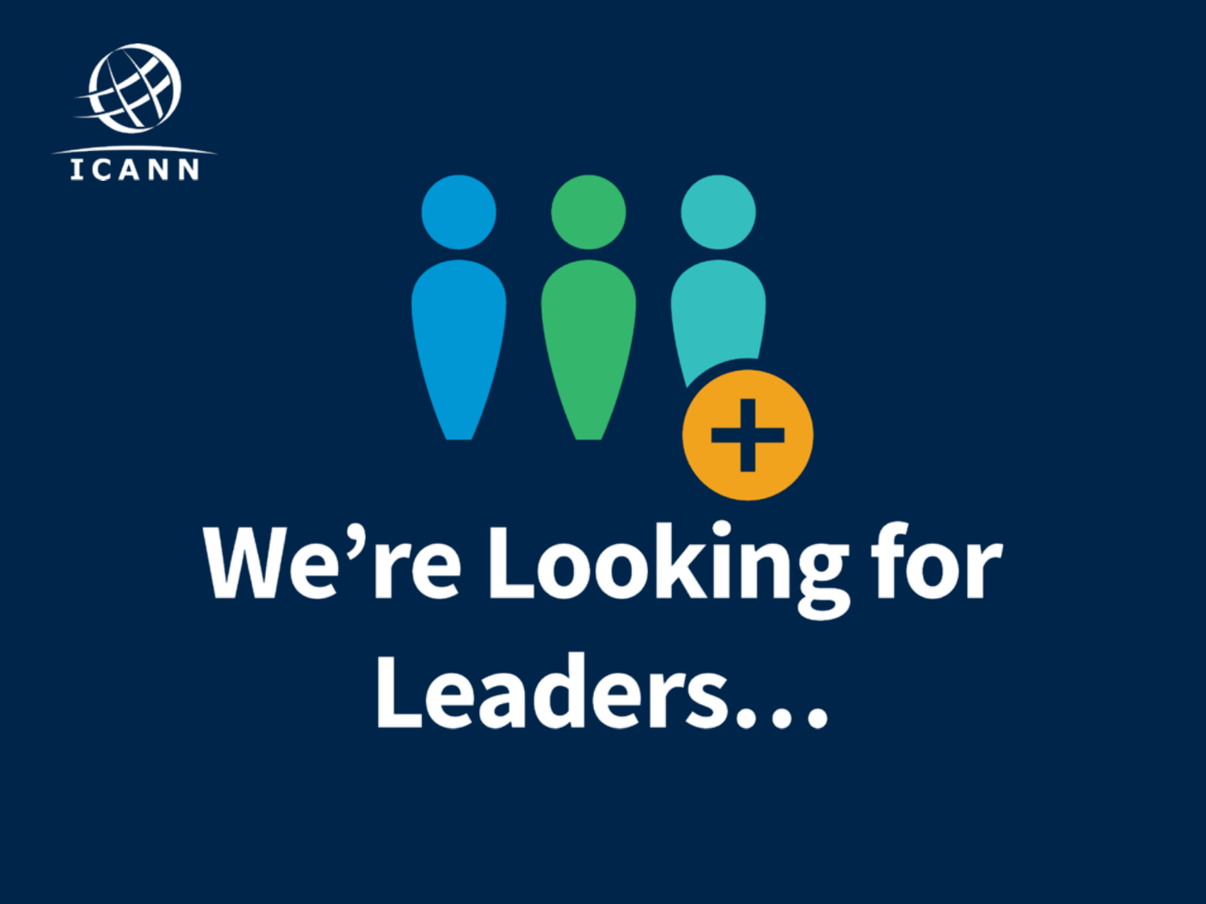ICANN

# We're Looking for Leaders…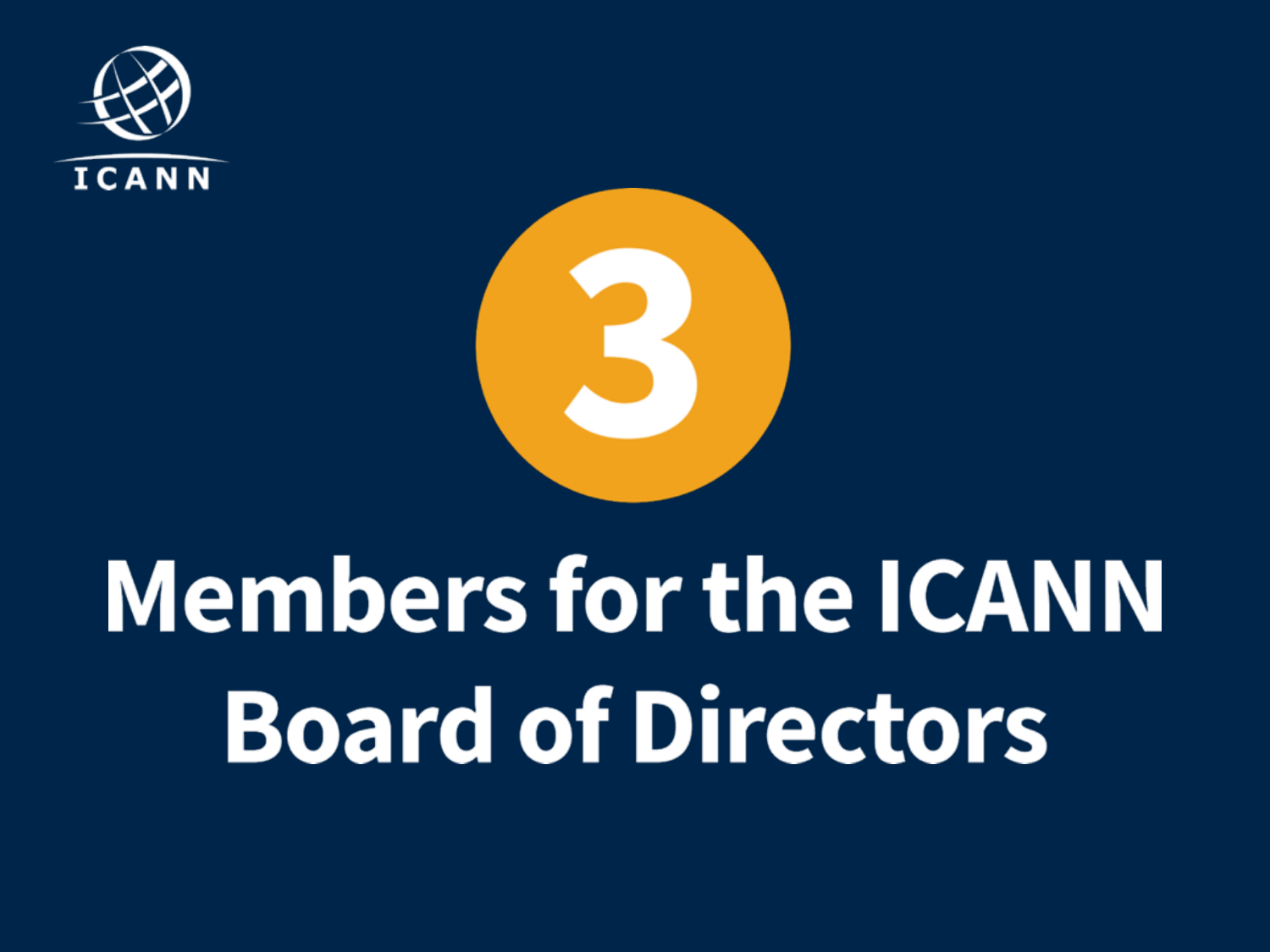ICANN

# 3

## Members for the ICANN Board of Directors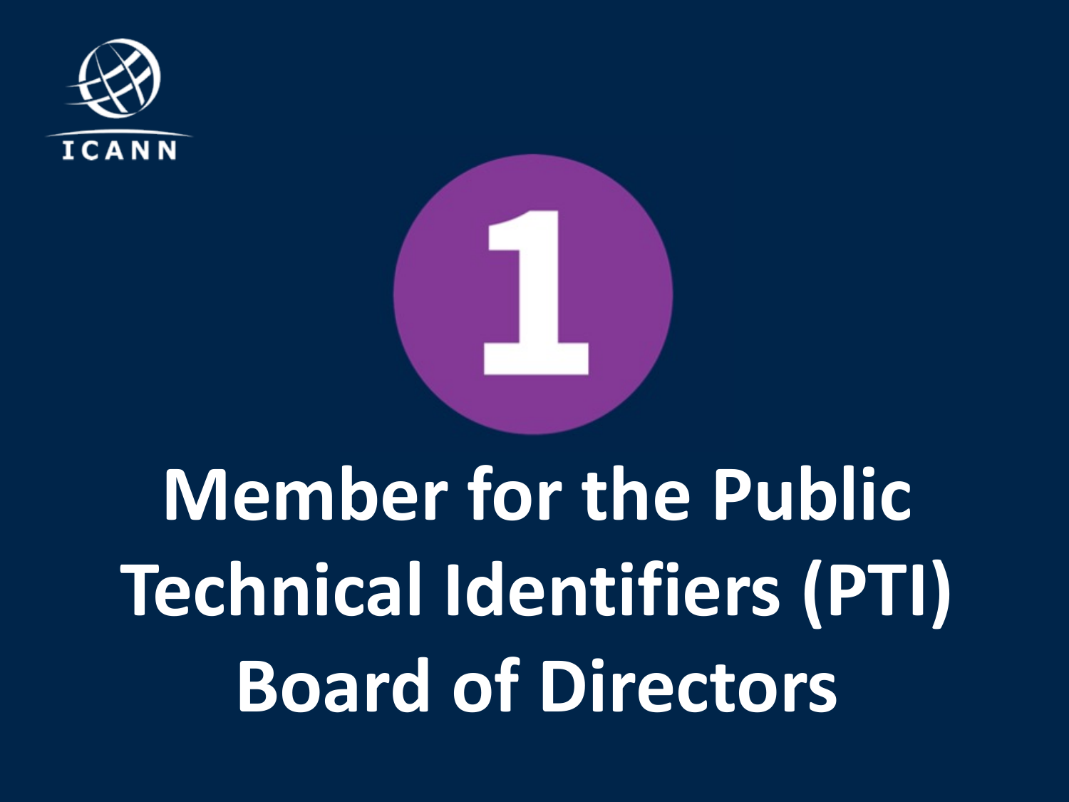ICANN

1

# Member for the Public Technical Identifiers (PTI) Board of Directors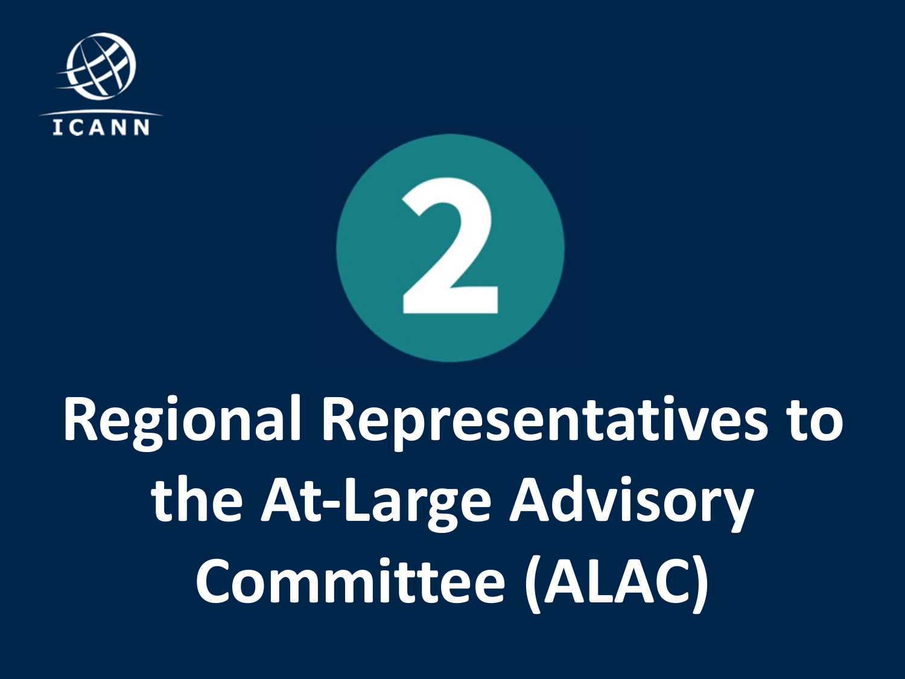ICANN

2

# Regional Representatives to the At-Large Advisory Committee (ALAC)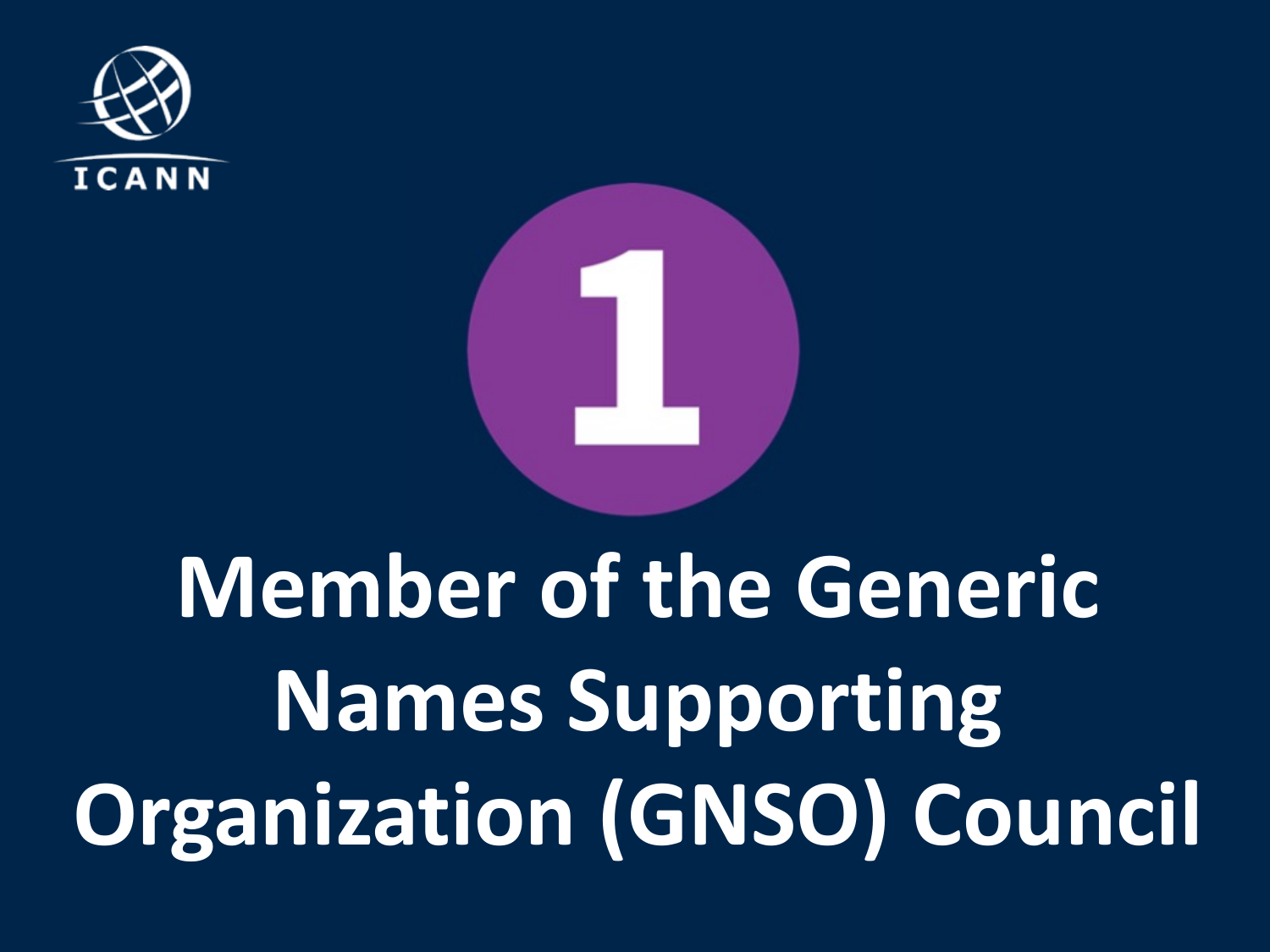ICANN

# 1

# Member of the Generic Names Supporting Organization (GNSO) Council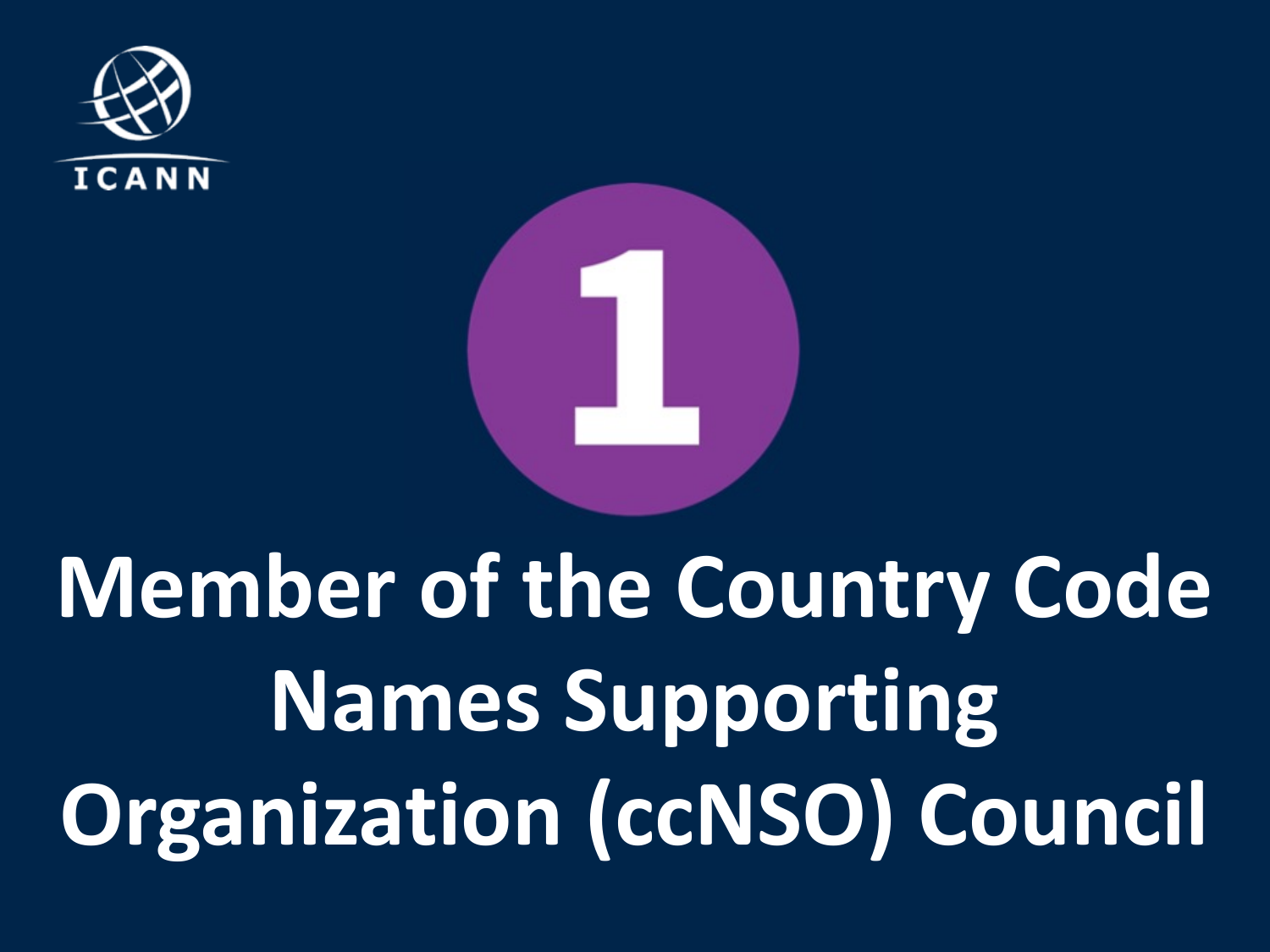ICANN

1

# Member of the Country Code Names Supporting Organization (ccNSO) Council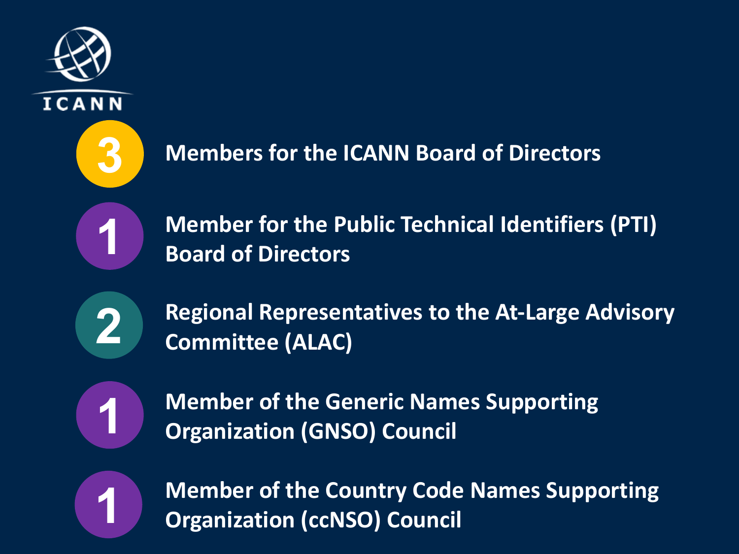ICANN

- **3** Members for the ICANN Board of Directors
- **1** Member for the Public Technical Identifiers (PTI) Board of Directors
- **2** Regional Representatives to the At-Large Advisory Committee (ALAC)
- **1** Member of the Generic Names Supporting Organization (GNSO) Council
- **1** Member of the Country Code Names Supporting Organization (ccNSO) Council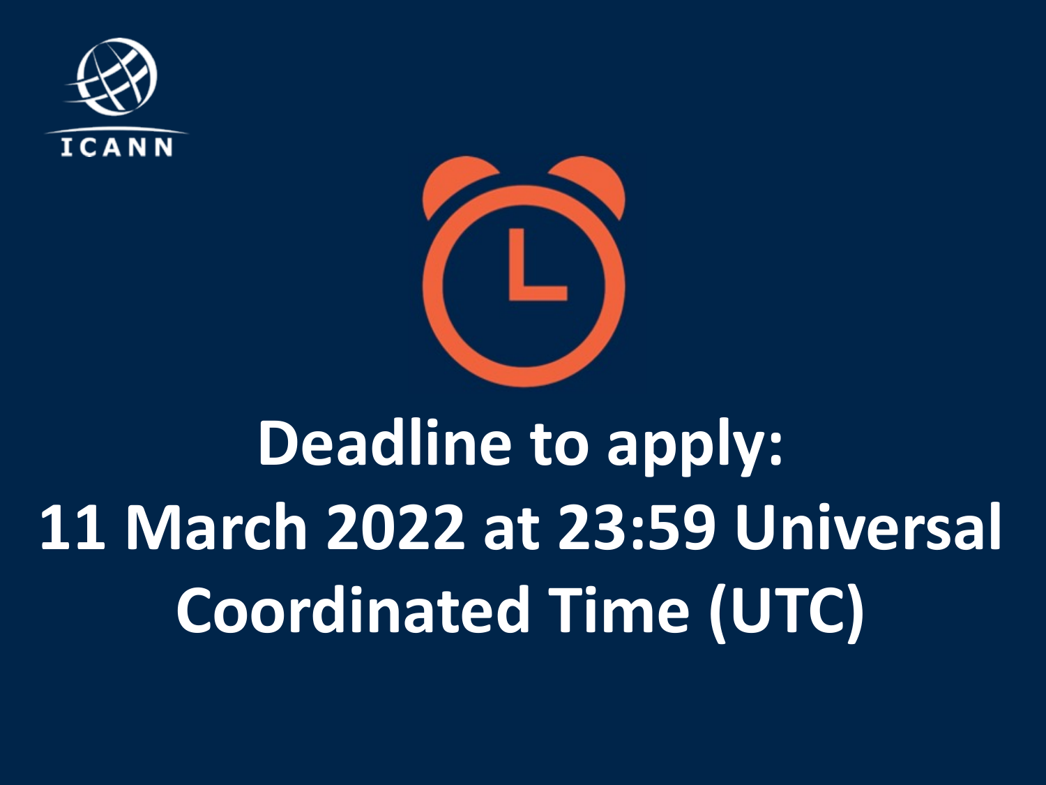ICANN

**Deadline to apply:**
**11 March 2022 at 23:59 Universal Coordinated Time (UTC)**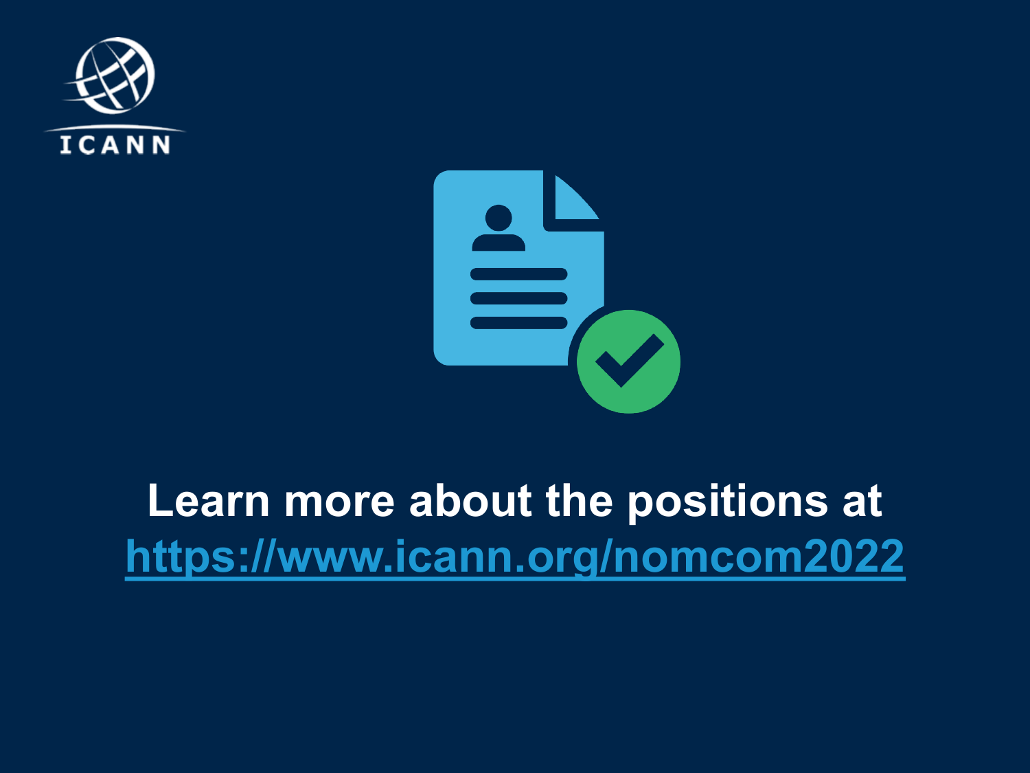**Learn more about the positions at [https://www.icann.org/nomcom2022](https://www.icann.org/nomcom2022)**